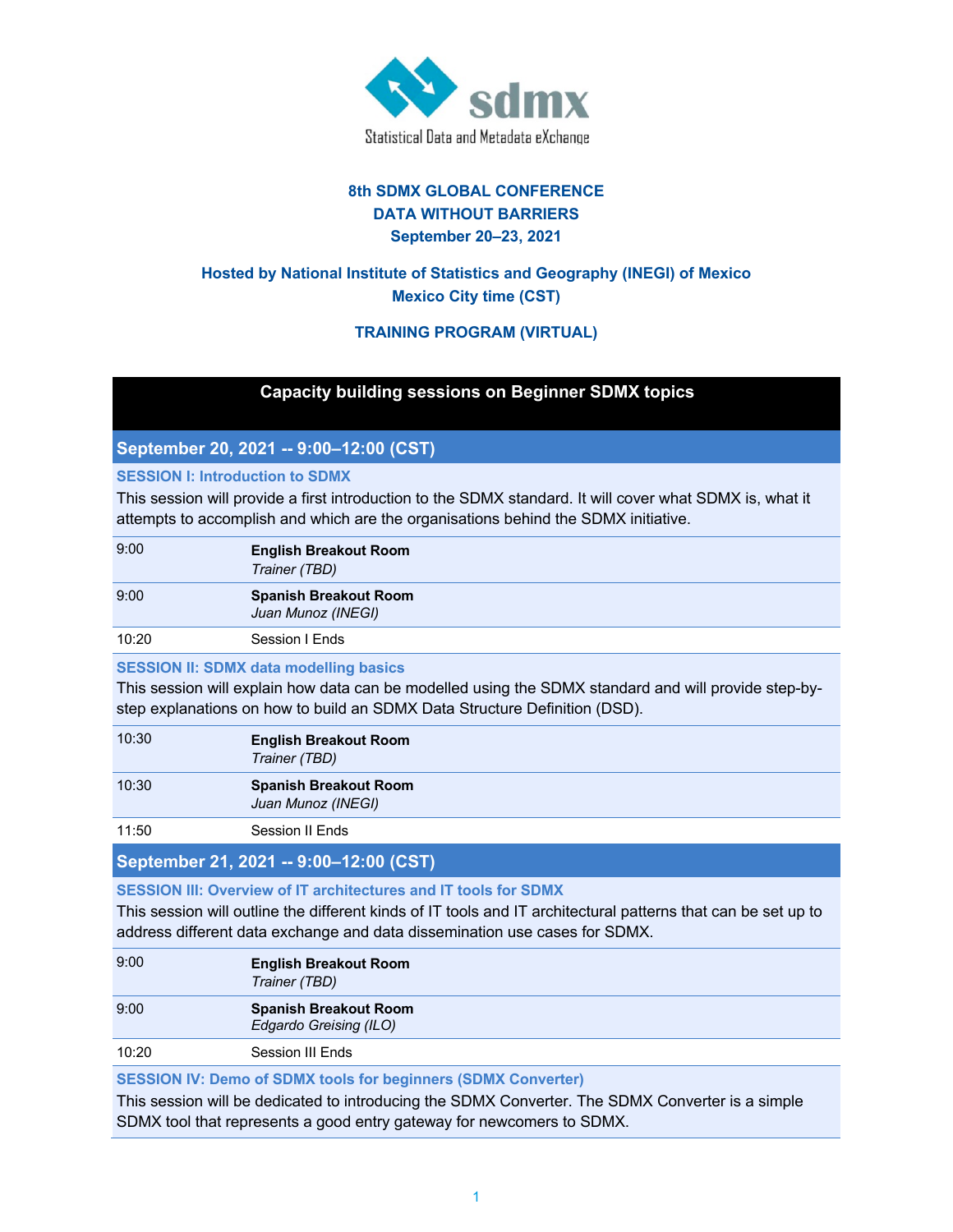Statistical Data and Metadata eXchange

**8th SDMX GLOBAL CONFERENCE**
**DATA WITHOUT BARRIERS**
**September 20–23, 2021**

**Hosted by National Institute of Statistics and Geography (INEGI) of Mexico**
**Mexico City time (CST)**

**TRAINING PROGRAM (VIRTUAL)**

## Capacity building sessions on Beginner SDMX topics

### September 20, 2021 -- 9:00–12:00 (CST)

**SESSION I: Introduction to SDMX**

This session will provide a first introduction to the SDMX standard. It will cover what SDMX is, what it attempts to accomplish and which are the organisations behind the SDMX initiative.

| Time | Details |
|---|---|
| 9:00 | **English Breakout Room**<br>*Trainer (TBD)* |
| 9:00 | **Spanish Breakout Room**<br>*Juan Munoz (INEGI)* |
| 10:20 | Session I Ends |

**SESSION II: SDMX data modelling basics**

This session will explain how data can be modelled using the SDMX standard and will provide step-by-step explanations on how to build an SDMX Data Structure Definition (DSD).

| Time | Details |
|---|---|
| 10:30 | **English Breakout Room**<br>*Trainer (TBD)* |
| 10:30 | **Spanish Breakout Room**<br>*Juan Munoz (INEGI)* |
| 11:50 | Session II Ends |

### September 21, 2021 -- 9:00–12:00 (CST)

**SESSION III: Overview of IT architectures and IT tools for SDMX**

This session will outline the different kinds of IT tools and IT architectural patterns that can be set up to address different data exchange and data dissemination use cases for SDMX.

| Time | Details |
|---|---|
| 9:00 | **English Breakout Room**<br>*Trainer (TBD)* |
| 9:00 | **Spanish Breakout Room**<br>*Edgardo Greising (ILO)* |
| 10:20 | Session III Ends |

**SESSION IV: Demo of SDMX tools for beginners (SDMX Converter)**

This session will be dedicated to introducing the SDMX Converter. The SDMX Converter is a simple SDMX tool that represents a good entry gateway for newcomers to SDMX.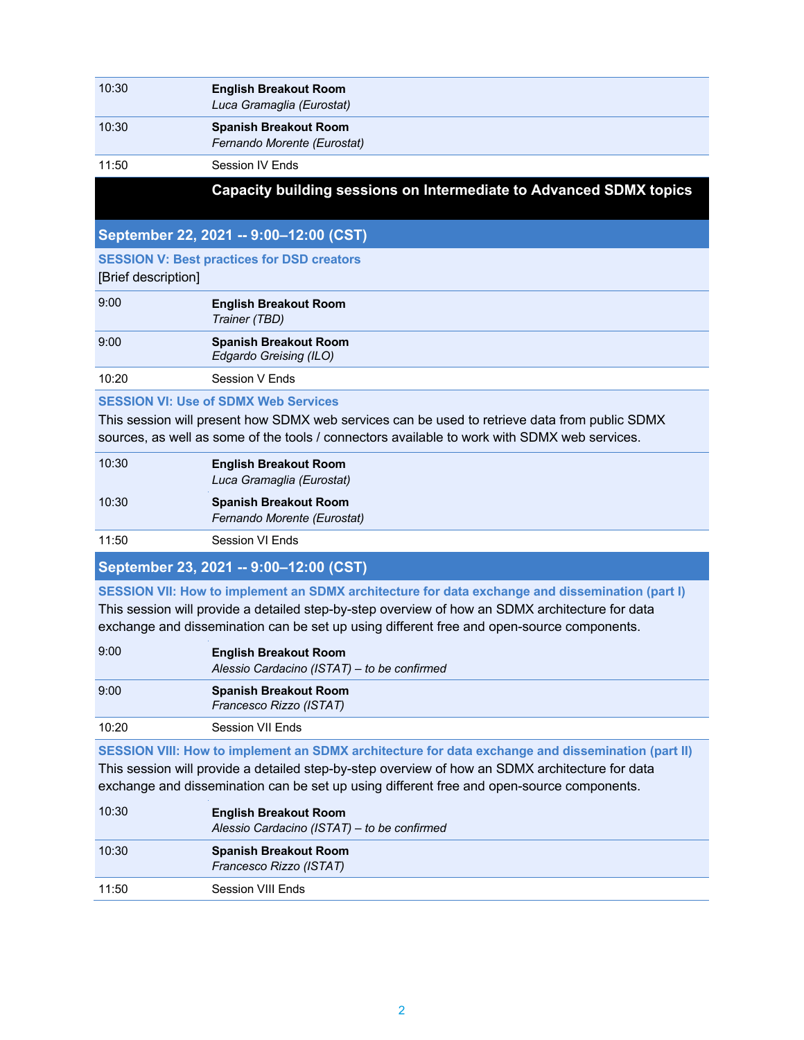| | |
|---|---|
| 10:30 | **English Breakout Room**<br>*Luca Gramaglia (Eurostat)* |
| 10:30 | **Spanish Breakout Room**<br>*Fernando Morente (Eurostat)* |
| 11:50 | Session IV Ends |

## Capacity building sessions on Intermediate to Advanced SDMX topics

### September 22, 2021 -- 9:00–12:00 (CST)

**SESSION V: Best practices for DSD creators**

[Brief description]

| | |
|---|---|
| 9:00 | **English Breakout Room**<br>*Trainer (TBD)* |
| 9:00 | **Spanish Breakout Room**<br>*Edgardo Greising (ILO)* |
| 10:20 | Session V Ends |

**SESSION VI: Use of SDMX Web Services**

This session will present how SDMX web services can be used to retrieve data from public SDMX sources, as well as some of the tools / connectors available to work with SDMX web services.

| | |
|---|---|
| 10:30 | **English Breakout Room**<br>*Luca Gramaglia (Eurostat)* |
| 10:30 | **Spanish Breakout Room**<br>*Fernando Morente (Eurostat)* |
| 11:50 | Session VI Ends |

### September 23, 2021 -- 9:00–12:00 (CST)

**SESSION VII: How to implement an SDMX architecture for data exchange and dissemination (part I)**

This session will provide a detailed step-by-step overview of how an SDMX architecture for data exchange and dissemination can be set up using different free and open-source components.

| | |
|---|---|
| 9:00 | **English Breakout Room**<br>*Alessio Cardacino (ISTAT) – to be confirmed* |
| 9:00 | **Spanish Breakout Room**<br>*Francesco Rizzo (ISTAT)* |
| 10:20 | Session VII Ends |

**SESSION VIII: How to implement an SDMX architecture for data exchange and dissemination (part II)**

This session will provide a detailed step-by-step overview of how an SDMX architecture for data exchange and dissemination can be set up using different free and open-source components.

| | |
|---|---|
| 10:30 | **English Breakout Room**<br>*Alessio Cardacino (ISTAT) – to be confirmed* |
| 10:30 | **Spanish Breakout Room**<br>*Francesco Rizzo (ISTAT)* |
| 11:50 | Session VIII Ends |